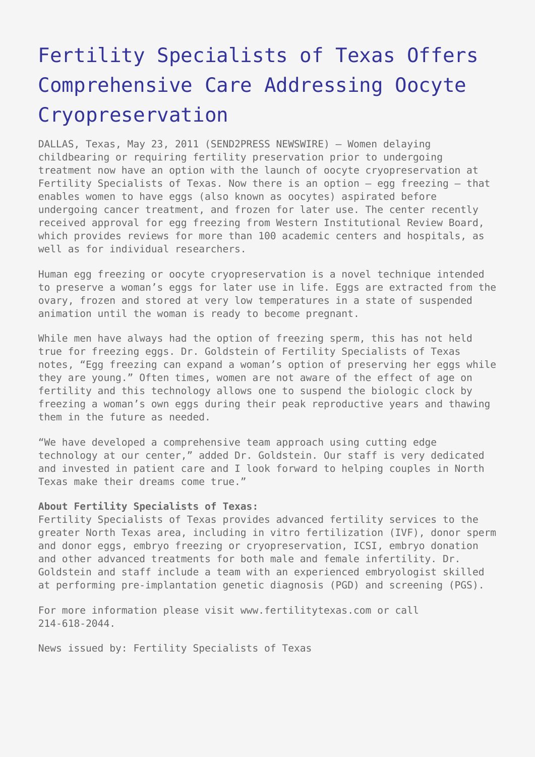# Fertility Specialists of Texas Offers Comprehensive Care Addressing Oocyte Cryopreservation

DALLAS, Texas, May 23, 2011 (SEND2PRESS NEWSWIRE) — Women delaying childbearing or requiring fertility preservation prior to undergoing treatment now have an option with the launch of oocyte cryopreservation at Fertility Specialists of Texas. Now there is an option – egg freezing – that enables women to have eggs (also known as oocytes) aspirated before undergoing cancer treatment, and frozen for later use. The center recently received approval for egg freezing from Western Institutional Review Board, which provides reviews for more than 100 academic centers and hospitals, as well as for individual researchers.

Human egg freezing or oocyte cryopreservation is a novel technique intended to preserve a woman's eggs for later use in life. Eggs are extracted from the ovary, frozen and stored at very low temperatures in a state of suspended animation until the woman is ready to become pregnant.

While men have always had the option of freezing sperm, this has not held true for freezing eggs. Dr. Goldstein of Fertility Specialists of Texas notes, "Egg freezing can expand a woman's option of preserving her eggs while they are young." Often times, women are not aware of the effect of age on fertility and this technology allows one to suspend the biologic clock by freezing a woman's own eggs during their peak reproductive years and thawing them in the future as needed.

"We have developed a comprehensive team approach using cutting edge technology at our center," added Dr. Goldstein. Our staff is very dedicated and invested in patient care and I look forward to helping couples in North Texas make their dreams come true."

**About Fertility Specialists of Texas:**
Fertility Specialists of Texas provides advanced fertility services to the greater North Texas area, including in vitro fertilization (IVF), donor sperm and donor eggs, embryo freezing or cryopreservation, ICSI, embryo donation and other advanced treatments for both male and female infertility. Dr. Goldstein and staff include a team with an experienced embryologist skilled at performing pre-implantation genetic diagnosis (PGD) and screening (PGS).

For more information please visit www.fertilitytexas.com or call 214-618-2044.

News issued by: Fertility Specialists of Texas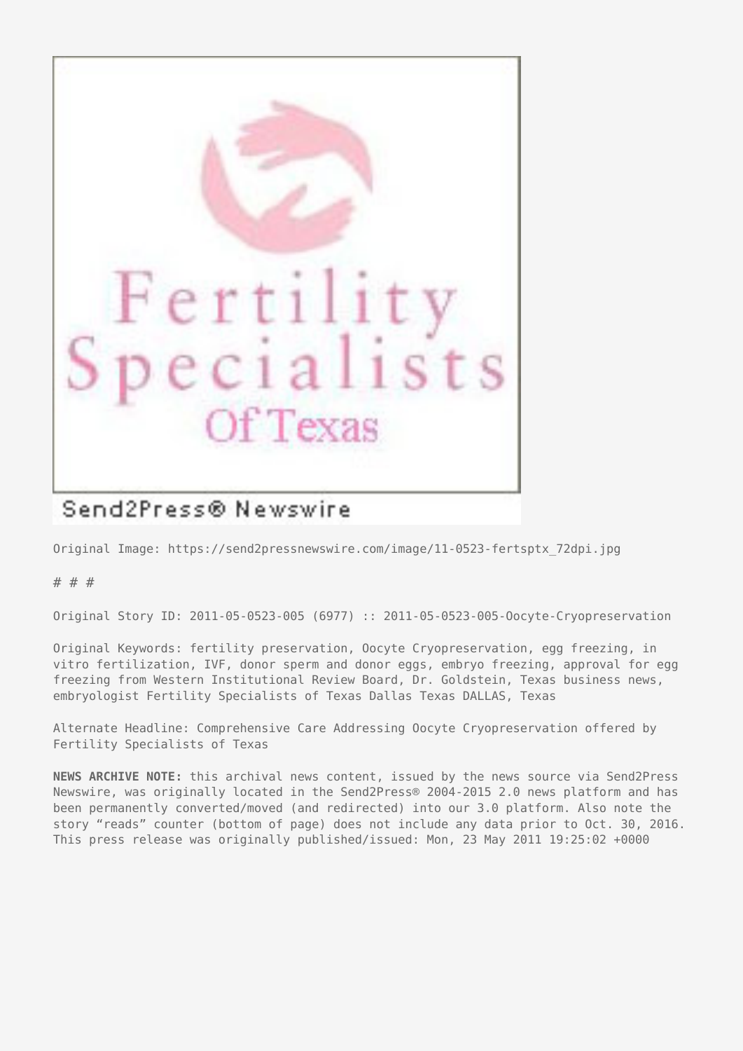Original Image: https://send2pressnewswire.com/image/11-0523-fertsptx_72dpi.jpg

# # #

Original Story ID: 2011-05-0523-005 (6977) :: 2011-05-0523-005-Oocyte-Cryopreservation

Original Keywords: fertility preservation, Oocyte Cryopreservation, egg freezing, in vitro fertilization, IVF, donor sperm and donor eggs, embryo freezing, approval for egg freezing from Western Institutional Review Board, Dr. Goldstein, Texas business news, embryologist Fertility Specialists of Texas Dallas Texas DALLAS, Texas

Alternate Headline: Comprehensive Care Addressing Oocyte Cryopreservation offered by Fertility Specialists of Texas

**NEWS ARCHIVE NOTE:** this archival news content, issued by the news source via Send2Press Newswire, was originally located in the Send2Press® 2004-2015 2.0 news platform and has been permanently converted/moved (and redirected) into our 3.0 platform. Also note the story "reads" counter (bottom of page) does not include any data prior to Oct. 30, 2016. This press release was originally published/issued: Mon, 23 May 2011 19:25:02 +0000